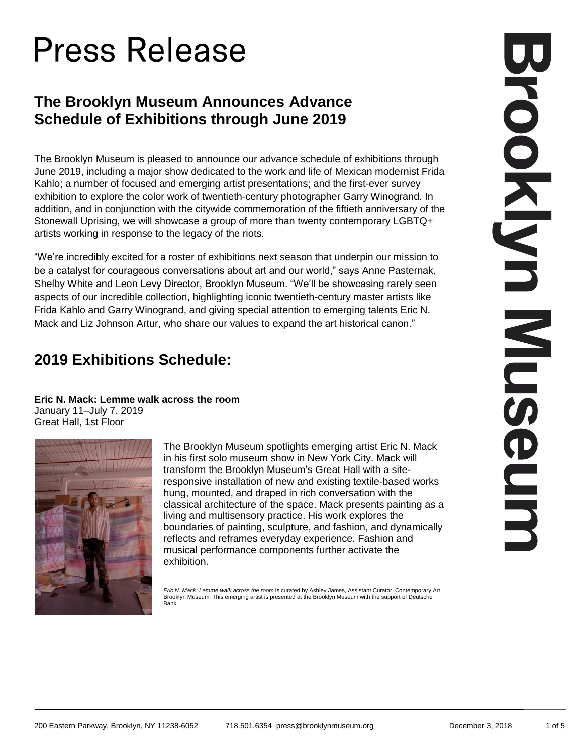# Press Release

## The Brooklyn Museum Announces Advance Schedule of Exhibitions through June 2019

The Brooklyn Museum is pleased to announce our advance schedule of exhibitions through June 2019, including a major show dedicated to the work and life of Mexican modernist Frida Kahlo; a number of focused and emerging artist presentations; and the first-ever survey exhibition to explore the color work of twentieth-century photographer Garry Winogrand. In addition, and in conjunction with the citywide commemoration of the fiftieth anniversary of the Stonewall Uprising, we will showcase a group of more than twenty contemporary LGBTQ+ artists working in response to the legacy of the riots.

"We're incredibly excited for a roster of exhibitions next season that underpin our mission to be a catalyst for courageous conversations about art and our world," says Anne Pasternak, Shelby White and Leon Levy Director, Brooklyn Museum. "We'll be showcasing rarely seen aspects of our incredible collection, highlighting iconic twentieth-century master artists like Frida Kahlo and Garry Winogrand, and giving special attention to emerging talents Eric N. Mack and Liz Johnson Artur, who share our values to expand the art historical canon."

## 2019 Exhibitions Schedule:

**Eric N. Mack: Lemme walk across the room**
January 11–July 7, 2019
Great Hall, 1st Floor

The Brooklyn Museum spotlights emerging artist Eric N. Mack in his first solo museum show in New York City. Mack will transform the Brooklyn Museum's Great Hall with a site-responsive installation of new and existing textile-based works hung, mounted, and draped in rich conversation with the classical architecture of the space. Mack presents painting as a living and multisensory practice. His work explores the boundaries of painting, sculpture, and fashion, and dynamically reflects and reframes everyday experience. Fashion and musical performance components further activate the exhibition.

*Eric N. Mack: Lemme walk across the room* is curated by Ashley James, Assistant Curator, Contemporary Art, Brooklyn Museum. This emerging artist is presented at the Brooklyn Museum with the support of Deutsche Bank.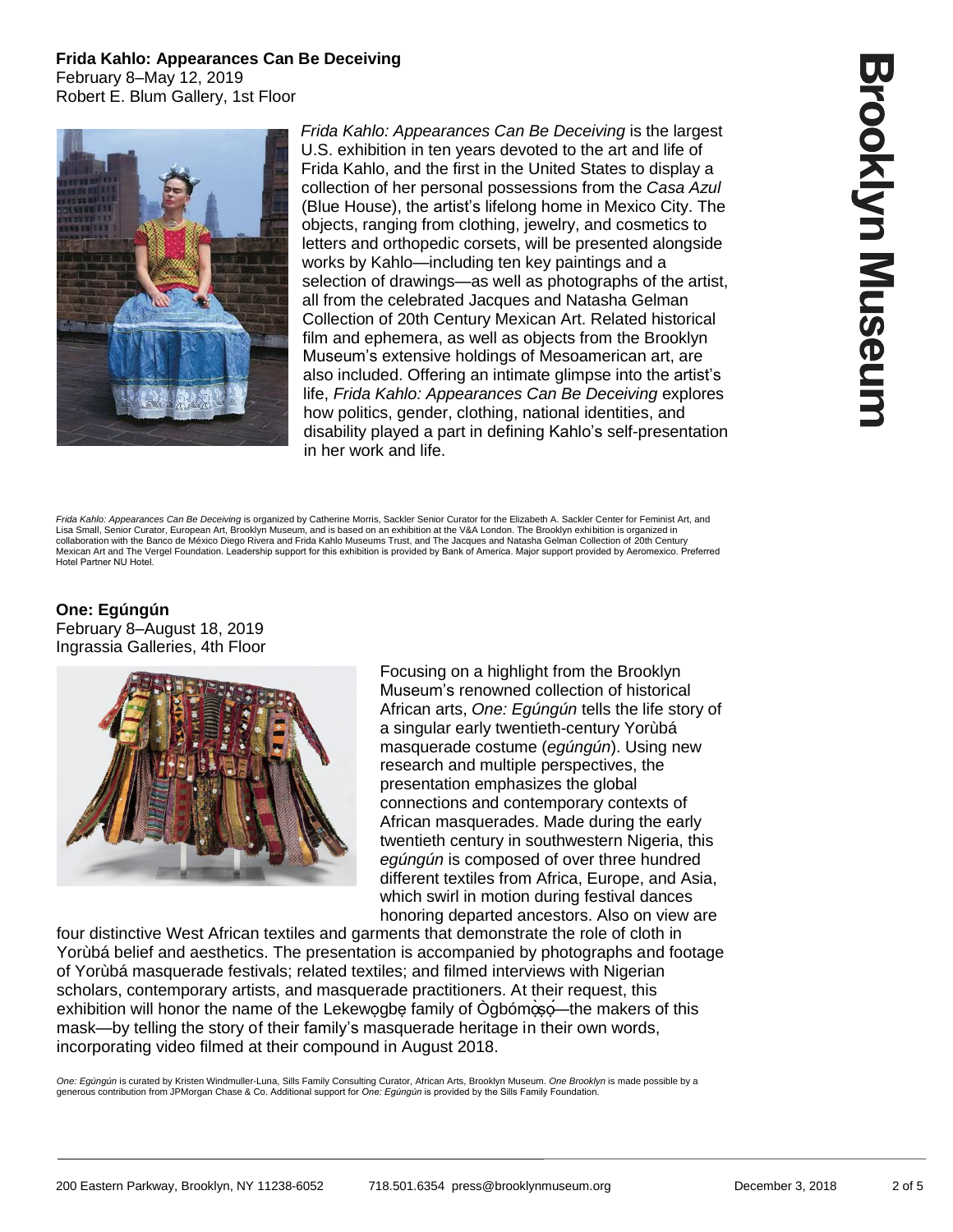**Frida Kahlo: Appearances Can Be Deceiving**
February 8–May 12, 2019
Robert E. Blum Gallery, 1st Floor

*Frida Kahlo: Appearances Can Be Deceiving* is the largest U.S. exhibition in ten years devoted to the art and life of Frida Kahlo, and the first in the United States to display a collection of her personal possessions from the *Casa Azul* (Blue House), the artist's lifelong home in Mexico City. The objects, ranging from clothing, jewelry, and cosmetics to letters and orthopedic corsets, will be presented alongside works by Kahlo—including ten key paintings and a selection of drawings—as well as photographs of the artist, all from the celebrated Jacques and Natasha Gelman Collection of 20th Century Mexican Art. Related historical film and ephemera, as well as objects from the Brooklyn Museum's extensive holdings of Mesoamerican art, are also included. Offering an intimate glimpse into the artist's life, *Frida Kahlo: Appearances Can Be Deceiving* explores how politics, gender, clothing, national identities, and disability played a part in defining Kahlo's self-presentation in her work and life.

*Frida Kahlo: Appearances Can Be Deceiving* is organized by Catherine Morris, Sackler Senior Curator for the Elizabeth A. Sackler Center for Feminist Art, and Lisa Small, Senior Curator, European Art, Brooklyn Museum, and is based on an exhibition at the V&A London. The Brooklyn exhibition is organized in collaboration with the Banco de México Diego Rivera and Frida Kahlo Museums Trust, and The Jacques and Natasha Gelman Collection of 20th Century Mexican Art and The Vergel Foundation. Leadership support for this exhibition is provided by Bank of America. Major support provided by Aeromexico. Preferred Hotel Partner NU Hotel.

**One: Egúngún**
February 8–August 18, 2019
Ingrassia Galleries, 4th Floor

Focusing on a highlight from the Brooklyn Museum's renowned collection of historical African arts, *One: Egúngún* tells the life story of a singular early twentieth-century Yorùbá masquerade costume (*egúngún*). Using new research and multiple perspectives, the presentation emphasizes the global connections and contemporary contexts of African masquerades. Made during the early twentieth century in southwestern Nigeria, this *egúngún* is composed of over three hundred different textiles from Africa, Europe, and Asia, which swirl in motion during festival dances honoring departed ancestors. Also on view are four distinctive West African textiles and garments that demonstrate the role of cloth in Yorùbá belief and aesthetics. The presentation is accompanied by photographs and footage of Yorùbá masquerade festivals; related textiles; and filmed interviews with Nigerian scholars, contemporary artists, and masquerade practitioners. At their request, this exhibition will honor the name of the Lekewọgbẹ family of Ògbómọ̀ṣọ́—the makers of this mask—by telling the story of their family's masquerade heritage in their own words, incorporating video filmed at their compound in August 2018.

*One: Egúngún* is curated by Kristen Windmuller-Luna, Sills Family Consulting Curator, African Arts, Brooklyn Museum. *One Brooklyn* is made possible by a generous contribution from JPMorgan Chase & Co. Additional support for *One: Egúngún* is provided by the Sills Family Foundation.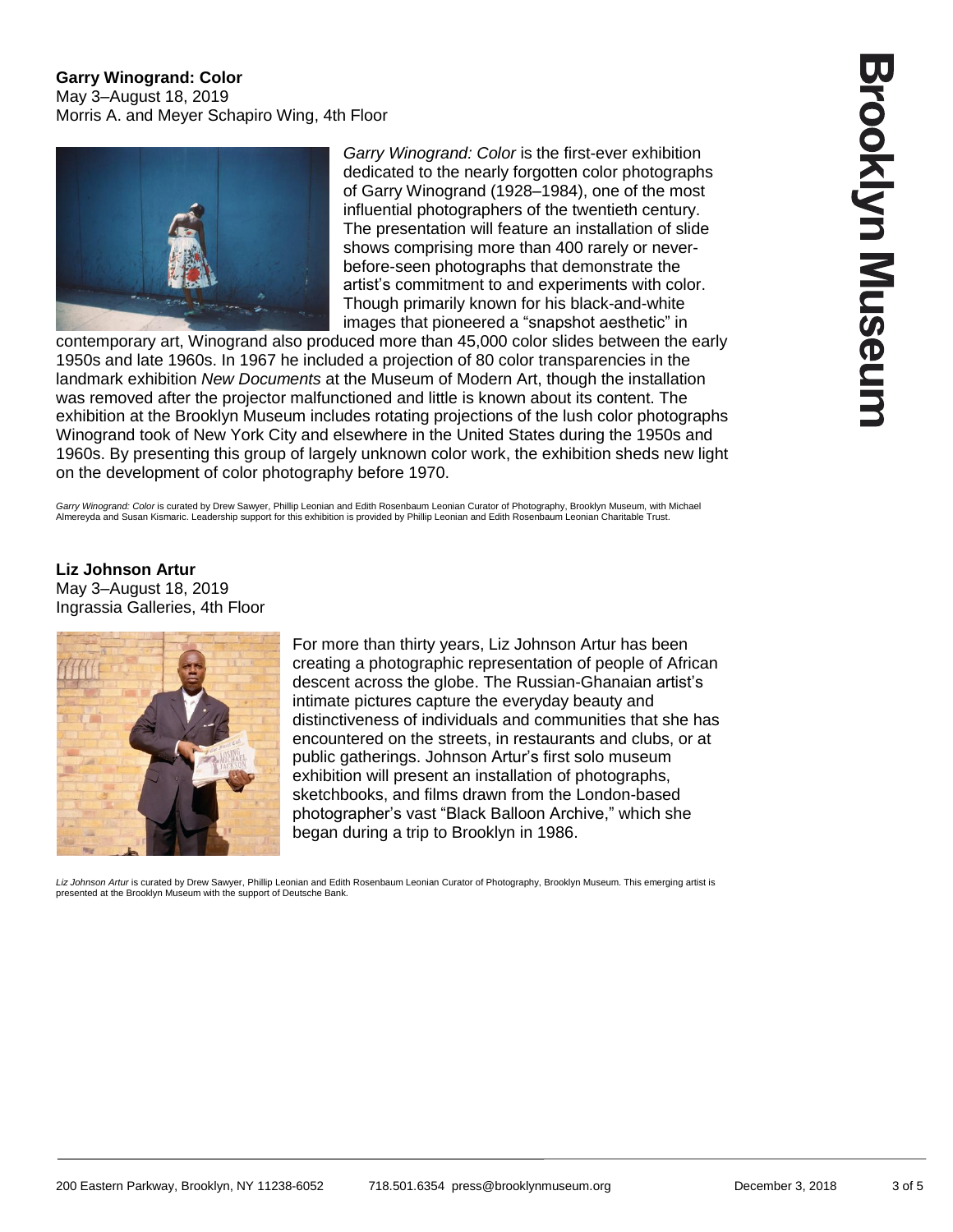**Garry Winogrand: Color**
May 3–August 18, 2019
Morris A. and Meyer Schapiro Wing, 4th Floor

*Garry Winogrand: Color* is the first-ever exhibition dedicated to the nearly forgotten color photographs of Garry Winogrand (1928–1984), one of the most influential photographers of the twentieth century. The presentation will feature an installation of slide shows comprising more than 400 rarely or never-before-seen photographs that demonstrate the artist's commitment to and experiments with color. Though primarily known for his black-and-white images that pioneered a "snapshot aesthetic" in contemporary art, Winogrand also produced more than 45,000 color slides between the early 1950s and late 1960s. In 1967 he included a projection of 80 color transparencies in the landmark exhibition *New Documents* at the Museum of Modern Art, though the installation was removed after the projector malfunctioned and little is known about its content. The exhibition at the Brooklyn Museum includes rotating projections of the lush color photographs Winogrand took of New York City and elsewhere in the United States during the 1950s and 1960s. By presenting this group of largely unknown color work, the exhibition sheds new light on the development of color photography before 1970.

*Garry Winogrand: Color* is curated by Drew Sawyer, Phillip Leonian and Edith Rosenbaum Leonian Curator of Photography, Brooklyn Museum, with Michael Almereyda and Susan Kismaric. Leadership support for this exhibition is provided by Phillip Leonian and Edith Rosenbaum Leonian Charitable Trust.

**Liz Johnson Artur**
May 3–August 18, 2019
Ingrassia Galleries, 4th Floor

For more than thirty years, Liz Johnson Artur has been creating a photographic representation of people of African descent across the globe. The Russian-Ghanaian artist's intimate pictures capture the everyday beauty and distinctiveness of individuals and communities that she has encountered on the streets, in restaurants and clubs, or at public gatherings. Johnson Artur's first solo museum exhibition will present an installation of photographs, sketchbooks, and films drawn from the London-based photographer's vast "Black Balloon Archive," which she began during a trip to Brooklyn in 1986.

*Liz Johnson Artur* is curated by Drew Sawyer, Phillip Leonian and Edith Rosenbaum Leonian Curator of Photography, Brooklyn Museum. This emerging artist is presented at the Brooklyn Museum with the support of Deutsche Bank.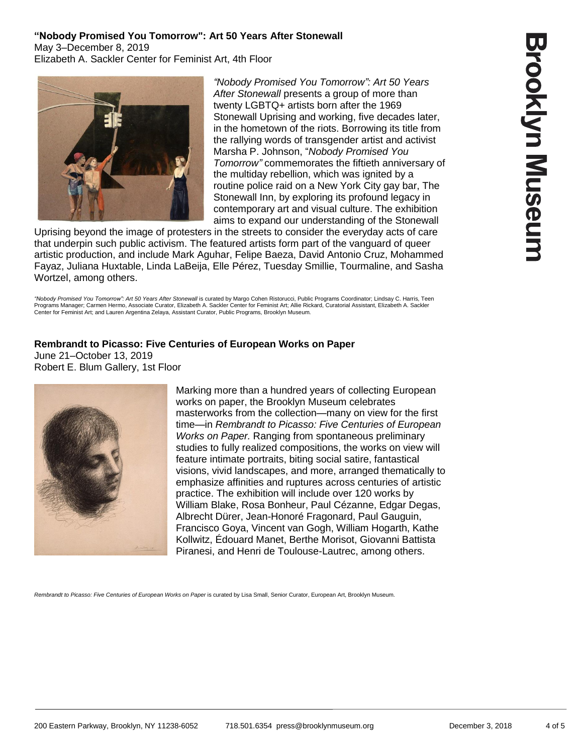**"Nobody Promised You Tomorrow": Art 50 Years After Stonewall**
May 3–December 8, 2019
Elizabeth A. Sackler Center for Feminist Art, 4th Floor

*"Nobody Promised You Tomorrow": Art 50 Years After Stonewall* presents a group of more than twenty LGBTQ+ artists born after the 1969 Stonewall Uprising and working, five decades later, in the hometown of the riots. Borrowing its title from the rallying words of transgender artist and activist Marsha P. Johnson, "*Nobody Promised You Tomorrow"* commemorates the fiftieth anniversary of the multiday rebellion, which was ignited by a routine police raid on a New York City gay bar, The Stonewall Inn, by exploring its profound legacy in contemporary art and visual culture. The exhibition aims to expand our understanding of the Stonewall Uprising beyond the image of protesters in the streets to consider the everyday acts of care that underpin such public activism. The featured artists form part of the vanguard of queer artistic production, and include Mark Aguhar, Felipe Baeza, David Antonio Cruz, Mohammed Fayaz, Juliana Huxtable, Linda LaBeija, Elle Pérez, Tuesday Smillie, Tourmaline, and Sasha Wortzel, among others.

*"Nobody Promised You Tomorrow": Art 50 Years After Stonewall* is curated by Margo Cohen Ristorucci, Public Programs Coordinator; Lindsay C. Harris, Teen Programs Manager; Carmen Hermo, Associate Curator, Elizabeth A. Sackler Center for Feminist Art; Allie Rickard, Curatorial Assistant, Elizabeth A. Sackler Center for Feminist Art; and Lauren Argentina Zelaya, Assistant Curator, Public Programs, Brooklyn Museum.

**Rembrandt to Picasso: Five Centuries of European Works on Paper**
June 21–October 13, 2019
Robert E. Blum Gallery, 1st Floor

Marking more than a hundred years of collecting European works on paper, the Brooklyn Museum celebrates masterworks from the collection—many on view for the first time—in *Rembrandt to Picasso: Five Centuries of European Works on Paper.* Ranging from spontaneous preliminary studies to fully realized compositions, the works on view will feature intimate portraits, biting social satire, fantastical visions, vivid landscapes, and more, arranged thematically to emphasize affinities and ruptures across centuries of artistic practice. The exhibition will include over 120 works by William Blake, Rosa Bonheur, Paul Cézanne, Edgar Degas, Albrecht Dürer, Jean-Honoré Fragonard, Paul Gauguin, Francisco Goya, Vincent van Gogh, William Hogarth, Kathe Kollwitz, Édouard Manet, Berthe Morisot, Giovanni Battista Piranesi, and Henri de Toulouse-Lautrec, among others.

*Rembrandt to Picasso: Five Centuries of European Works on Paper* is curated by Lisa Small, Senior Curator, European Art, Brooklyn Museum.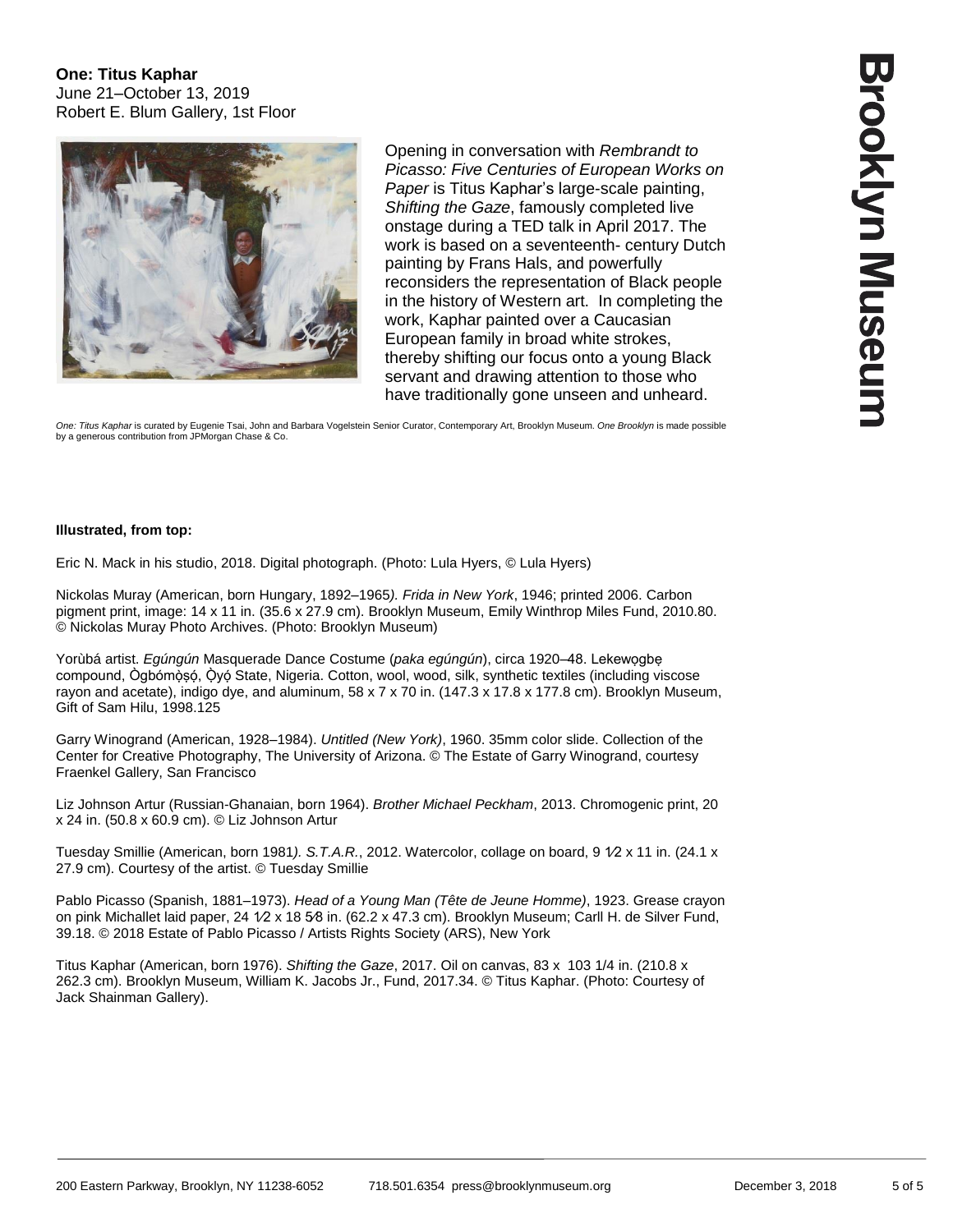**One: Titus Kaphar**
June 21–October 13, 2019
Robert E. Blum Gallery, 1st Floor

Opening in conversation with *Rembrandt to Picasso: Five Centuries of European Works on Paper* is Titus Kaphar's large-scale painting, *Shifting the Gaze*, famously completed live onstage during a TED talk in April 2017. The work is based on a seventeenth- century Dutch painting by Frans Hals, and powerfully reconsiders the representation of Black people in the history of Western art. In completing the work, Kaphar painted over a Caucasian European family in broad white strokes, thereby shifting our focus onto a young Black servant and drawing attention to those who have traditionally gone unseen and unheard.

*One: Titus Kaphar* is curated by Eugenie Tsai, John and Barbara Vogelstein Senior Curator, Contemporary Art, Brooklyn Museum. *One Brooklyn* is made possible by a generous contribution from JPMorgan Chase & Co.

**Illustrated, from top:**

Eric N. Mack in his studio, 2018. Digital photograph. (Photo: Lula Hyers, © Lula Hyers)

Nickolas Muray (American, born Hungary, 1892–1965). *Frida in New York*, 1946; printed 2006. Carbon pigment print, image: 14 x 11 in. (35.6 x 27.9 cm). Brooklyn Museum, Emily Winthrop Miles Fund, 2010.80. © Nickolas Muray Photo Archives. (Photo: Brooklyn Museum)

Yorùbá artist. *Egúngún* Masquerade Dance Costume (*paka egúngún*), circa 1920–48. Lekewọgbẹ compound, Ògbómọ̀ṣọ́, Ọ̀yọ́ State, Nigeria. Cotton, wool, wood, silk, synthetic textiles (including viscose rayon and acetate), indigo dye, and aluminum, 58 x 7 x 70 in. (147.3 x 17.8 x 177.8 cm). Brooklyn Museum, Gift of Sam Hilu, 1998.125

Garry Winogrand (American, 1928–1984). *Untitled (New York)*, 1960. 35mm color slide. Collection of the Center for Creative Photography, The University of Arizona. © The Estate of Garry Winogrand, courtesy Fraenkel Gallery, San Francisco

Liz Johnson Artur (Russian-Ghanaian, born 1964). *Brother Michael Peckham*, 2013. Chromogenic print, 20 x 24 in. (50.8 x 60.9 cm). © Liz Johnson Artur

Tuesday Smillie (American, born 1981). *S.T.A.R.*, 2012. Watercolor, collage on board, 9 1⁄2 x 11 in. (24.1 x 27.9 cm). Courtesy of the artist. © Tuesday Smillie

Pablo Picasso (Spanish, 1881–1973). *Head of a Young Man (Tête de Jeune Homme)*, 1923. Grease crayon on pink Michallet laid paper, 24 1⁄2 x 18 5⁄8 in. (62.2 x 47.3 cm). Brooklyn Museum; Carll H. de Silver Fund, 39.18. © 2018 Estate of Pablo Picasso / Artists Rights Society (ARS), New York

Titus Kaphar (American, born 1976). *Shifting the Gaze*, 2017. Oil on canvas, 83 x 103 1/4 in. (210.8 x 262.3 cm). Brooklyn Museum, William K. Jacobs Jr., Fund, 2017.34. © Titus Kaphar. (Photo: Courtesy of Jack Shainman Gallery).

200 Eastern Parkway, Brooklyn, NY 11238-6052 718.501.6354 press@brooklynmuseum.org December 3, 2018